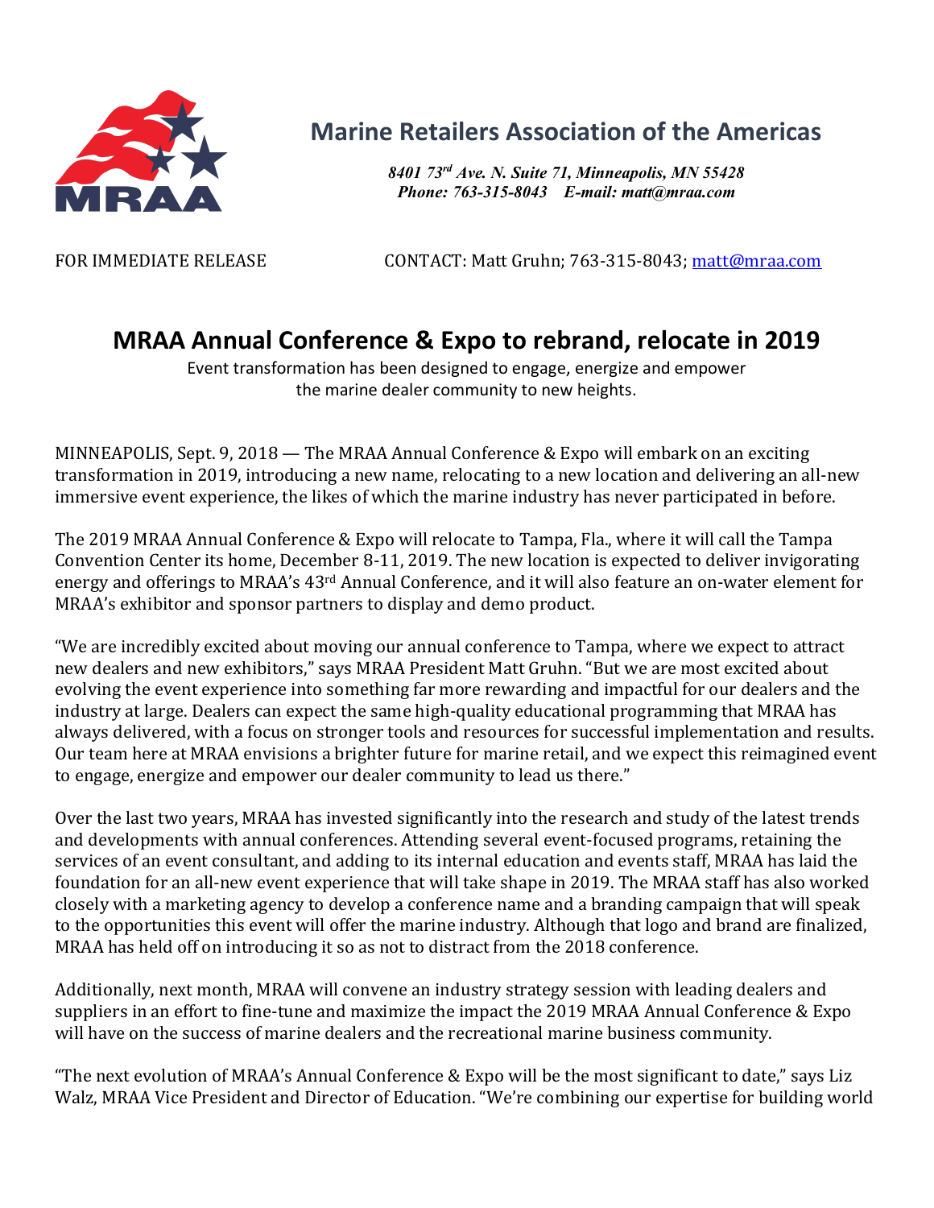**Marine Retailers Association of the Americas**

*8401 73rd Ave. N. Suite 71, Minneapolis, MN 55428*
*Phone: 763-315-8043 E-mail: matt@mraa.com*

FOR IMMEDIATE RELEASE CONTACT: Matt Gruhn; 763-315-8043; matt@mraa.com

# MRAA Annual Conference & Expo to rebrand, relocate in 2019

Event transformation has been designed to engage, energize and empower the marine dealer community to new heights.

MINNEAPOLIS, Sept. 9, 2018 — The MRAA Annual Conference & Expo will embark on an exciting transformation in 2019, introducing a new name, relocating to a new location and delivering an all-new immersive event experience, the likes of which the marine industry has never participated in before.

The 2019 MRAA Annual Conference & Expo will relocate to Tampa, Fla., where it will call the Tampa Convention Center its home, December 8-11, 2019. The new location is expected to deliver invigorating energy and offerings to MRAA's 43rd Annual Conference, and it will also feature an on-water element for MRAA's exhibitor and sponsor partners to display and demo product.

"We are incredibly excited about moving our annual conference to Tampa, where we expect to attract new dealers and new exhibitors," says MRAA President Matt Gruhn. "But we are most excited about evolving the event experience into something far more rewarding and impactful for our dealers and the industry at large. Dealers can expect the same high-quality educational programming that MRAA has always delivered, with a focus on stronger tools and resources for successful implementation and results. Our team here at MRAA envisions a brighter future for marine retail, and we expect this reimagined event to engage, energize and empower our dealer community to lead us there."

Over the last two years, MRAA has invested significantly into the research and study of the latest trends and developments with annual conferences. Attending several event-focused programs, retaining the services of an event consultant, and adding to its internal education and events staff, MRAA has laid the foundation for an all-new event experience that will take shape in 2019. The MRAA staff has also worked closely with a marketing agency to develop a conference name and a branding campaign that will speak to the opportunities this event will offer the marine industry. Although that logo and brand are finalized, MRAA has held off on introducing it so as not to distract from the 2018 conference.

Additionally, next month, MRAA will convene an industry strategy session with leading dealers and suppliers in an effort to fine-tune and maximize the impact the 2019 MRAA Annual Conference & Expo will have on the success of marine dealers and the recreational marine business community.

"The next evolution of MRAA's Annual Conference & Expo will be the most significant to date," says Liz Walz, MRAA Vice President and Director of Education. "We're combining our expertise for building world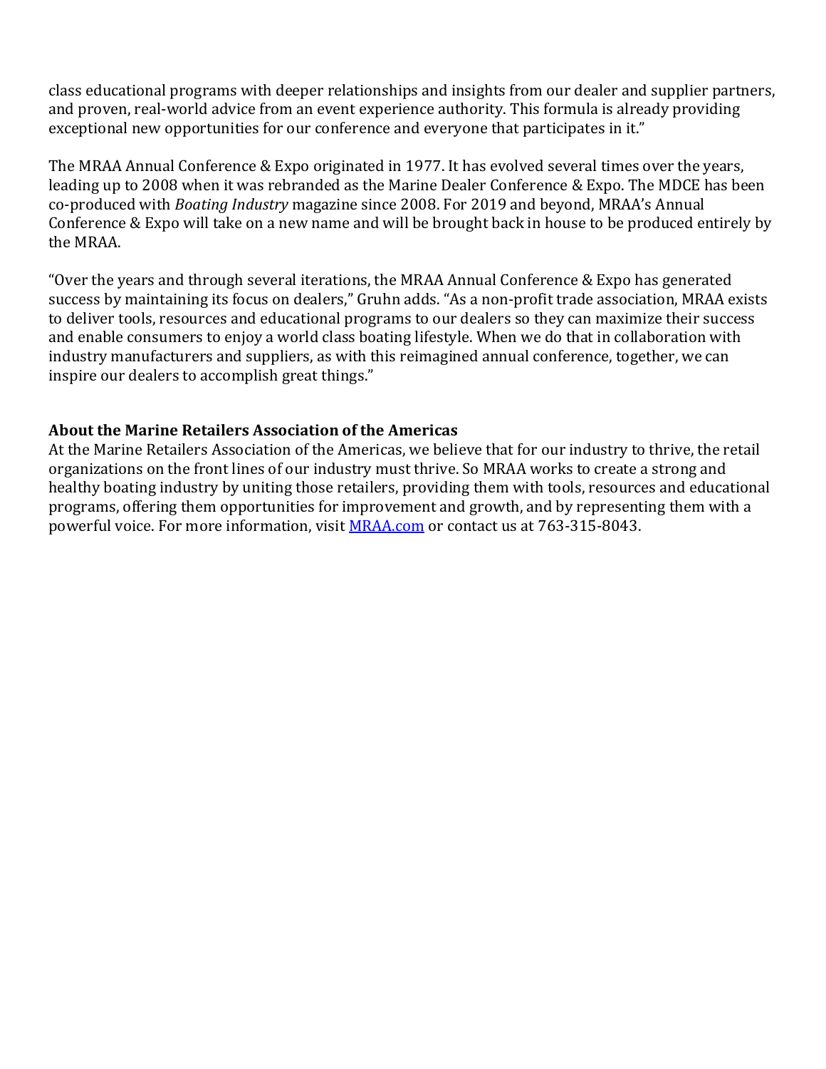class educational programs with deeper relationships and insights from our dealer and supplier partners, and proven, real-world advice from an event experience authority. This formula is already providing exceptional new opportunities for our conference and everyone that participates in it."

The MRAA Annual Conference & Expo originated in 1977. It has evolved several times over the years, leading up to 2008 when it was rebranded as the Marine Dealer Conference & Expo. The MDCE has been co-produced with *Boating Industry* magazine since 2008. For 2019 and beyond, MRAA's Annual Conference & Expo will take on a new name and will be brought back in house to be produced entirely by the MRAA.

"Over the years and through several iterations, the MRAA Annual Conference & Expo has generated success by maintaining its focus on dealers," Gruhn adds. "As a non-profit trade association, MRAA exists to deliver tools, resources and educational programs to our dealers so they can maximize their success and enable consumers to enjoy a world class boating lifestyle. When we do that in collaboration with industry manufacturers and suppliers, as with this reimagined annual conference, together, we can inspire our dealers to accomplish great things."

**About the Marine Retailers Association of the Americas**

At the Marine Retailers Association of the Americas, we believe that for our industry to thrive, the retail organizations on the front lines of our industry must thrive. So MRAA works to create a strong and healthy boating industry by uniting those retailers, providing them with tools, resources and educational programs, offering them opportunities for improvement and growth, and by representing them with a powerful voice. For more information, visit [MRAA.com](http://MRAA.com) or contact us at 763-315-8043.